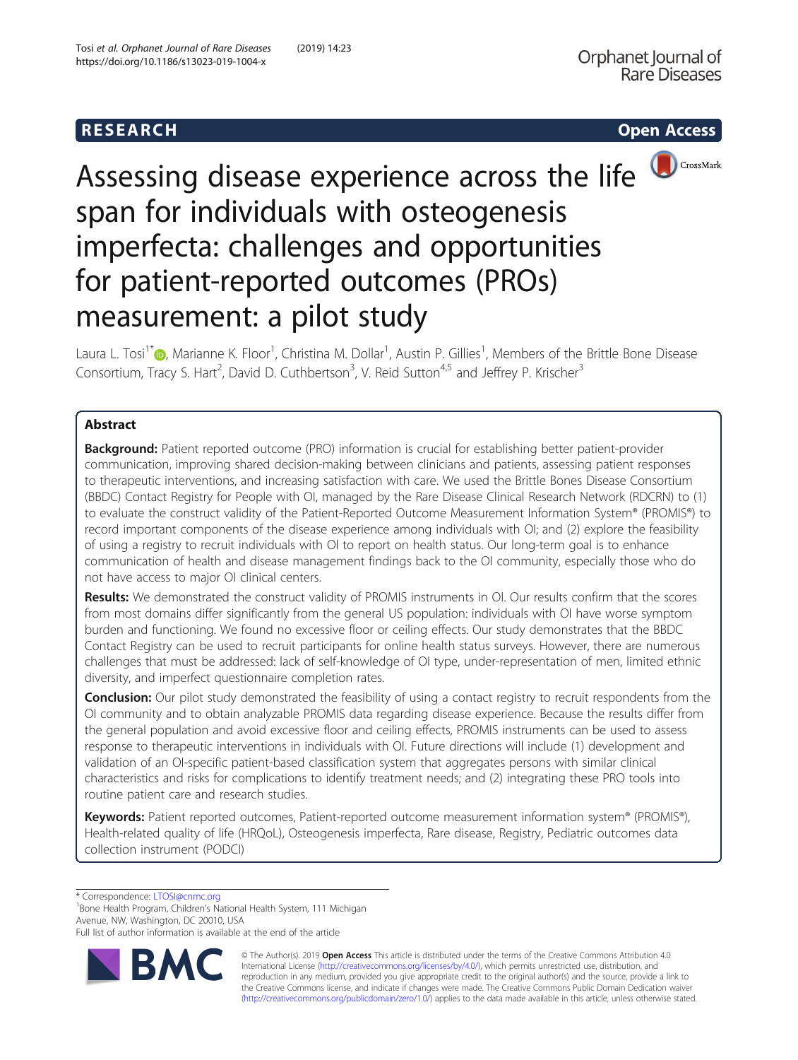RESEARCH

Open Access

# Assessing disease experience across the life span for individuals with osteogenesis imperfecta: challenges and opportunities for patient-reported outcomes (PROs) measurement: a pilot study

Laura L. Tosi[1*], Marianne K. Floor[1], Christina M. Dollar[1], Austin P. Gillies[1], Members of the Brittle Bone Disease Consortium, Tracy S. Hart[2], David D. Cuthbertson[3], V. Reid Sutton[4,5] and Jeffrey P. Krischer[3]

## Abstract

**Background:** Patient reported outcome (PRO) information is crucial for establishing better patient-provider communication, improving shared decision-making between clinicians and patients, assessing patient responses to therapeutic interventions, and increasing satisfaction with care. We used the Brittle Bones Disease Consortium (BBDC) Contact Registry for People with OI, managed by the Rare Disease Clinical Research Network (RDCRN) to (1) to evaluate the construct validity of the Patient-Reported Outcome Measurement Information System® (PROMIS®) to record important components of the disease experience among individuals with OI; and (2) explore the feasibility of using a registry to recruit individuals with OI to report on health status. Our long-term goal is to enhance communication of health and disease management findings back to the OI community, especially those who do not have access to major OI clinical centers.

**Results:** We demonstrated the construct validity of PROMIS instruments in OI. Our results confirm that the scores from most domains differ significantly from the general US population: individuals with OI have worse symptom burden and functioning. We found no excessive floor or ceiling effects. Our study demonstrates that the BBDC Contact Registry can be used to recruit participants for online health status surveys. However, there are numerous challenges that must be addressed: lack of self-knowledge of OI type, under-representation of men, limited ethnic diversity, and imperfect questionnaire completion rates.

**Conclusion:** Our pilot study demonstrated the feasibility of using a contact registry to recruit respondents from the OI community and to obtain analyzable PROMIS data regarding disease experience. Because the results differ from the general population and avoid excessive floor and ceiling effects, PROMIS instruments can be used to assess response to therapeutic interventions in individuals with OI. Future directions will include (1) development and validation of an OI-specific patient-based classification system that aggregates persons with similar clinical characteristics and risks for complications to identify treatment needs; and (2) integrating these PRO tools into routine patient care and research studies.

**Keywords:** Patient reported outcomes, Patient-reported outcome measurement information system® (PROMIS®), Health-related quality of life (HRQoL), Osteogenesis imperfecta, Rare disease, Registry, Pediatric outcomes data collection instrument (PODCI)

* Correspondence: LTOSI@cnmc.org
[1]Bone Health Program, Children's National Health System, 111 Michigan Avenue, NW, Washington, DC 20010, USA
Full list of author information is available at the end of the article

© The Author(s). 2019 **Open Access** This article is distributed under the terms of the Creative Commons Attribution 4.0 International License (http://creativecommons.org/licenses/by/4.0/), which permits unrestricted use, distribution, and reproduction in any medium, provided you give appropriate credit to the original author(s) and the source, provide a link to the Creative Commons license, and indicate if changes were made. The Creative Commons Public Domain Dedication waiver (http://creativecommons.org/publicdomain/zero/1.0/) applies to the data made available in this article, unless otherwise stated.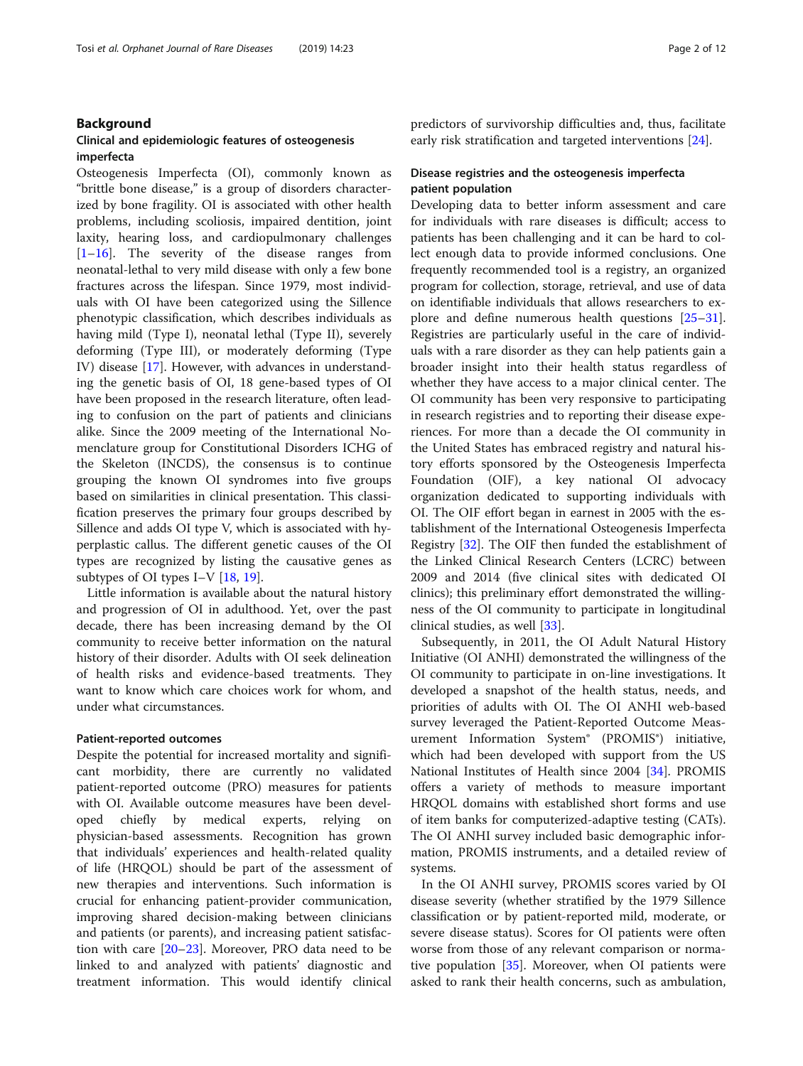## Background

### Clinical and epidemiologic features of osteogenesis imperfecta

Osteogenesis Imperfecta (OI), commonly known as "brittle bone disease," is a group of disorders characterized by bone fragility. OI is associated with other health problems, including scoliosis, impaired dentition, joint laxity, hearing loss, and cardiopulmonary challenges [1–16]. The severity of the disease ranges from neonatal-lethal to very mild disease with only a few bone fractures across the lifespan. Since 1979, most individuals with OI have been categorized using the Sillence phenotypic classification, which describes individuals as having mild (Type I), neonatal lethal (Type II), severely deforming (Type III), or moderately deforming (Type IV) disease [17]. However, with advances in understanding the genetic basis of OI, 18 gene-based types of OI have been proposed in the research literature, often leading to confusion on the part of patients and clinicians alike. Since the 2009 meeting of the International Nomenclature group for Constitutional Disorders ICHG of the Skeleton (INCDS), the consensus is to continue grouping the known OI syndromes into five groups based on similarities in clinical presentation. This classification preserves the primary four groups described by Sillence and adds OI type V, which is associated with hyperplastic callus. The different genetic causes of the OI types are recognized by listing the causative genes as subtypes of OI types I–V [18, 19].

Little information is available about the natural history and progression of OI in adulthood. Yet, over the past decade, there has been increasing demand by the OI community to receive better information on the natural history of their disorder. Adults with OI seek delineation of health risks and evidence-based treatments. They want to know which care choices work for whom, and under what circumstances.

### Patient-reported outcomes

Despite the potential for increased mortality and significant morbidity, there are currently no validated patient-reported outcome (PRO) measures for patients with OI. Available outcome measures have been developed chiefly by medical experts, relying on physician-based assessments. Recognition has grown that individuals' experiences and health-related quality of life (HRQOL) should be part of the assessment of new therapies and interventions. Such information is crucial for enhancing patient-provider communication, improving shared decision-making between clinicians and patients (or parents), and increasing patient satisfaction with care [20–23]. Moreover, PRO data need to be linked to and analyzed with patients' diagnostic and treatment information. This would identify clinical predictors of survivorship difficulties and, thus, facilitate early risk stratification and targeted interventions [24].

### Disease registries and the osteogenesis imperfecta patient population

Developing data to better inform assessment and care for individuals with rare diseases is difficult; access to patients has been challenging and it can be hard to collect enough data to provide informed conclusions. One frequently recommended tool is a registry, an organized program for collection, storage, retrieval, and use of data on identifiable individuals that allows researchers to explore and define numerous health questions [25–31]. Registries are particularly useful in the care of individuals with a rare disorder as they can help patients gain a broader insight into their health status regardless of whether they have access to a major clinical center. The OI community has been very responsive to participating in research registries and to reporting their disease experiences. For more than a decade the OI community in the United States has embraced registry and natural history efforts sponsored by the Osteogenesis Imperfecta Foundation (OIF), a key national OI advocacy organization dedicated to supporting individuals with OI. The OIF effort began in earnest in 2005 with the establishment of the International Osteogenesis Imperfecta Registry [32]. The OIF then funded the establishment of the Linked Clinical Research Centers (LCRC) between 2009 and 2014 (five clinical sites with dedicated OI clinics); this preliminary effort demonstrated the willingness of the OI community to participate in longitudinal clinical studies, as well [33].

Subsequently, in 2011, the OI Adult Natural History Initiative (OI ANHI) demonstrated the willingness of the OI community to participate in on-line investigations. It developed a snapshot of the health status, needs, and priorities of adults with OI. The OI ANHI web-based survey leveraged the Patient-Reported Outcome Measurement Information System® (PROMIS®) initiative, which had been developed with support from the US National Institutes of Health since 2004 [34]. PROMIS offers a variety of methods to measure important HRQOL domains with established short forms and use of item banks for computerized-adaptive testing (CATs). The OI ANHI survey included basic demographic information, PROMIS instruments, and a detailed review of systems.

In the OI ANHI survey, PROMIS scores varied by OI disease severity (whether stratified by the 1979 Sillence classification or by patient-reported mild, moderate, or severe disease status). Scores for OI patients were often worse from those of any relevant comparison or normative population [35]. Moreover, when OI patients were asked to rank their health concerns, such as ambulation,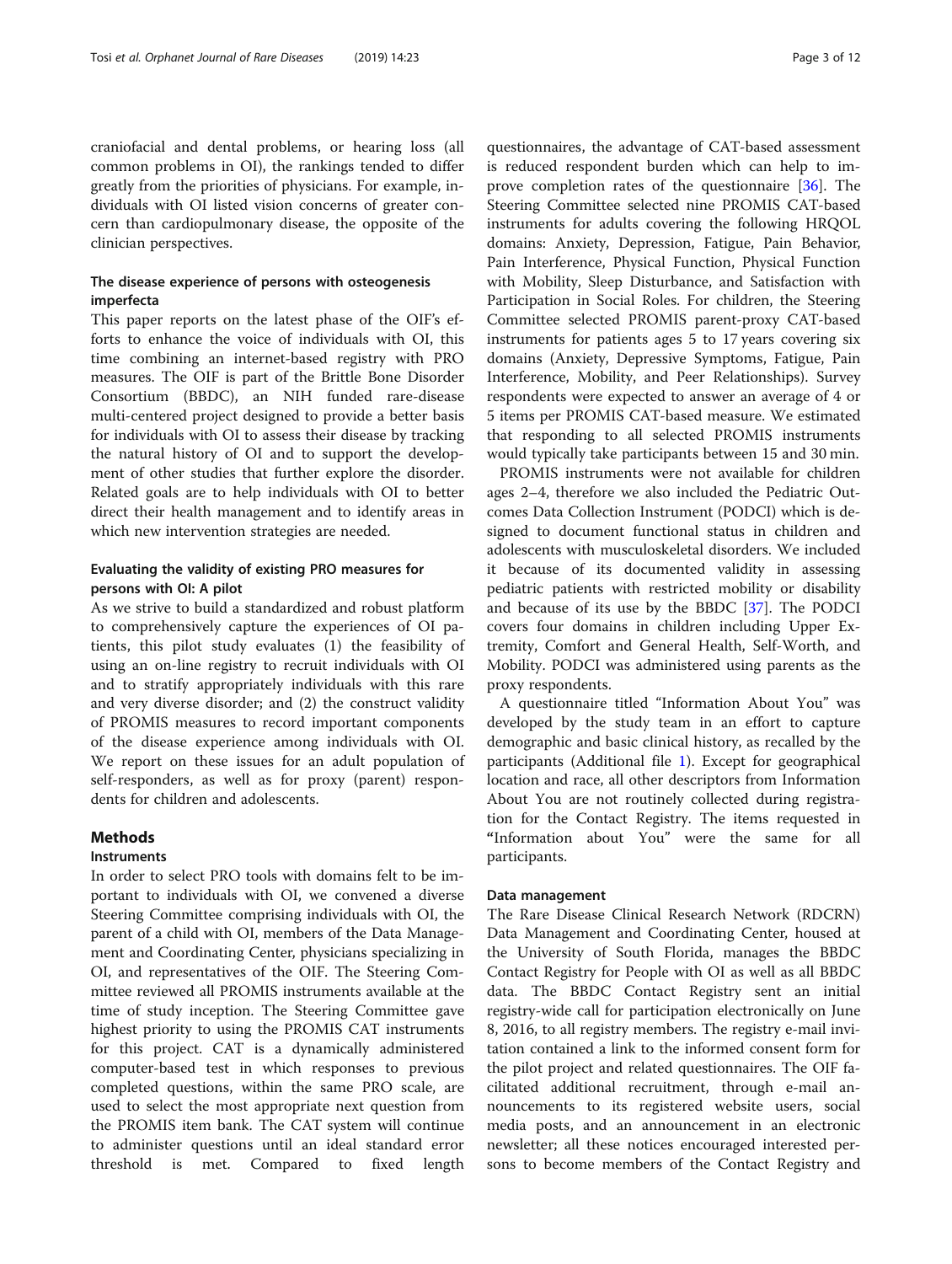craniofacial and dental problems, or hearing loss (all common problems in OI), the rankings tended to differ greatly from the priorities of physicians. For example, individuals with OI listed vision concerns of greater concern than cardiopulmonary disease, the opposite of the clinician perspectives.

### The disease experience of persons with osteogenesis imperfecta

This paper reports on the latest phase of the OIF's efforts to enhance the voice of individuals with OI, this time combining an internet-based registry with PRO measures. The OIF is part of the Brittle Bone Disorder Consortium (BBDC), an NIH funded rare-disease multi-centered project designed to provide a better basis for individuals with OI to assess their disease by tracking the natural history of OI and to support the development of other studies that further explore the disorder. Related goals are to help individuals with OI to better direct their health management and to identify areas in which new intervention strategies are needed.

### Evaluating the validity of existing PRO measures for persons with OI: A pilot

As we strive to build a standardized and robust platform to comprehensively capture the experiences of OI patients, this pilot study evaluates (1) the feasibility of using an on-line registry to recruit individuals with OI and to stratify appropriately individuals with this rare and very diverse disorder; and (2) the construct validity of PROMIS measures to record important components of the disease experience among individuals with OI. We report on these issues for an adult population of self-responders, as well as for proxy (parent) respondents for children and adolescents.

## Methods

### Instruments

In order to select PRO tools with domains felt to be important to individuals with OI, we convened a diverse Steering Committee comprising individuals with OI, the parent of a child with OI, members of the Data Management and Coordinating Center, physicians specializing in OI, and representatives of the OIF. The Steering Committee reviewed all PROMIS instruments available at the time of study inception. The Steering Committee gave highest priority to using the PROMIS CAT instruments for this project. CAT is a dynamically administered computer-based test in which responses to previous completed questions, within the same PRO scale, are used to select the most appropriate next question from the PROMIS item bank. The CAT system will continue to administer questions until an ideal standard error threshold is met. Compared to fixed length questionnaires, the advantage of CAT-based assessment is reduced respondent burden which can help to improve completion rates of the questionnaire [36]. The Steering Committee selected nine PROMIS CAT-based instruments for adults covering the following HRQOL domains: Anxiety, Depression, Fatigue, Pain Behavior, Pain Interference, Physical Function, Physical Function with Mobility, Sleep Disturbance, and Satisfaction with Participation in Social Roles. For children, the Steering Committee selected PROMIS parent-proxy CAT-based instruments for patients ages 5 to 17 years covering six domains (Anxiety, Depressive Symptoms, Fatigue, Pain Interference, Mobility, and Peer Relationships). Survey respondents were expected to answer an average of 4 or 5 items per PROMIS CAT-based measure. We estimated that responding to all selected PROMIS instruments would typically take participants between 15 and 30 min.

PROMIS instruments were not available for children ages 2–4, therefore we also included the Pediatric Outcomes Data Collection Instrument (PODCI) which is designed to document functional status in children and adolescents with musculoskeletal disorders. We included it because of its documented validity in assessing pediatric patients with restricted mobility or disability and because of its use by the BBDC [37]. The PODCI covers four domains in children including Upper Extremity, Comfort and General Health, Self-Worth, and Mobility. PODCI was administered using parents as the proxy respondents.

A questionnaire titled "Information About You" was developed by the study team in an effort to capture demographic and basic clinical history, as recalled by the participants (Additional file 1). Except for geographical location and race, all other descriptors from Information About You are not routinely collected during registration for the Contact Registry. The items requested in "Information about You" were the same for all participants.

### Data management

The Rare Disease Clinical Research Network (RDCRN) Data Management and Coordinating Center, housed at the University of South Florida, manages the BBDC Contact Registry for People with OI as well as all BBDC data. The BBDC Contact Registry sent an initial registry-wide call for participation electronically on June 8, 2016, to all registry members. The registry e-mail invitation contained a link to the informed consent form for the pilot project and related questionnaires. The OIF facilitated additional recruitment, through e-mail announcements to its registered website users, social media posts, and an announcement in an electronic newsletter; all these notices encouraged interested persons to become members of the Contact Registry and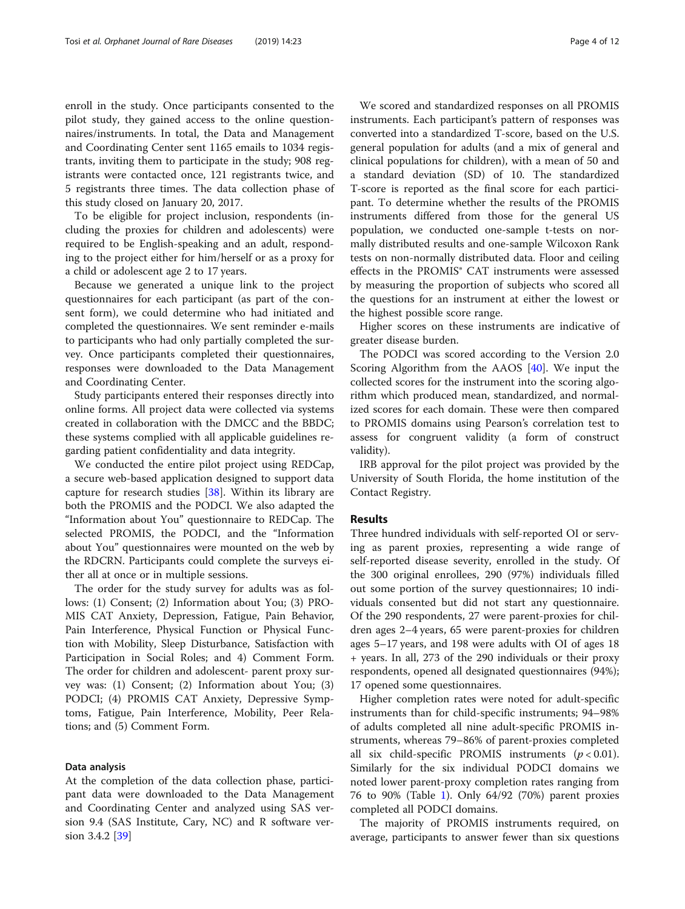enroll in the study. Once participants consented to the pilot study, they gained access to the online questionnaires/instruments. In total, the Data and Management and Coordinating Center sent 1165 emails to 1034 registrants, inviting them to participate in the study; 908 registrants were contacted once, 121 registrants twice, and 5 registrants three times. The data collection phase of this study closed on January 20, 2017.

To be eligible for project inclusion, respondents (including the proxies for children and adolescents) were required to be English-speaking and an adult, responding to the project either for him/herself or as a proxy for a child or adolescent age 2 to 17 years.

Because we generated a unique link to the project questionnaires for each participant (as part of the consent form), we could determine who had initiated and completed the questionnaires. We sent reminder e-mails to participants who had only partially completed the survey. Once participants completed their questionnaires, responses were downloaded to the Data Management and Coordinating Center.

Study participants entered their responses directly into online forms. All project data were collected via systems created in collaboration with the DMCC and the BBDC; these systems complied with all applicable guidelines regarding patient confidentiality and data integrity.

We conducted the entire pilot project using REDCap, a secure web-based application designed to support data capture for research studies [38]. Within its library are both the PROMIS and the PODCI. We also adapted the "Information about You" questionnaire to REDCap. The selected PROMIS, the PODCI, and the "Information about You" questionnaires were mounted on the web by the RDCRN. Participants could complete the surveys either all at once or in multiple sessions.

The order for the study survey for adults was as follows: (1) Consent; (2) Information about You; (3) PROMIS CAT Anxiety, Depression, Fatigue, Pain Behavior, Pain Interference, Physical Function or Physical Function with Mobility, Sleep Disturbance, Satisfaction with Participation in Social Roles; and 4) Comment Form. The order for children and adolescent- parent proxy survey was: (1) Consent; (2) Information about You; (3) PODCI; (4) PROMIS CAT Anxiety, Depressive Symptoms, Fatigue, Pain Interference, Mobility, Peer Relations; and (5) Comment Form.

### Data analysis

At the completion of the data collection phase, participant data were downloaded to the Data Management and Coordinating Center and analyzed using SAS version 9.4 (SAS Institute, Cary, NC) and R software version 3.4.2 [39]

We scored and standardized responses on all PROMIS instruments. Each participant's pattern of responses was converted into a standardized T-score, based on the U.S. general population for adults (and a mix of general and clinical populations for children), with a mean of 50 and a standard deviation (SD) of 10. The standardized T-score is reported as the final score for each participant. To determine whether the results of the PROMIS instruments differed from those for the general US population, we conducted one-sample t-tests on normally distributed results and one-sample Wilcoxon Rank tests on non-normally distributed data. Floor and ceiling effects in the PROMIS® CAT instruments were assessed by measuring the proportion of subjects who scored all the questions for an instrument at either the lowest or the highest possible score range.

Higher scores on these instruments are indicative of greater disease burden.

The PODCI was scored according to the Version 2.0 Scoring Algorithm from the AAOS [40]. We input the collected scores for the instrument into the scoring algorithm which produced mean, standardized, and normalized scores for each domain. These were then compared to PROMIS domains using Pearson's correlation test to assess for congruent validity (a form of construct validity).

IRB approval for the pilot project was provided by the University of South Florida, the home institution of the Contact Registry.

## Results

Three hundred individuals with self-reported OI or serving as parent proxies, representing a wide range of self-reported disease severity, enrolled in the study. Of the 300 original enrollees, 290 (97%) individuals filled out some portion of the survey questionnaires; 10 individuals consented but did not start any questionnaire. Of the 290 respondents, 27 were parent-proxies for children ages 2–4 years, 65 were parent-proxies for children ages 5–17 years, and 198 were adults with OI of ages 18 + years. In all, 273 of the 290 individuals or their proxy respondents, opened all designated questionnaires (94%); 17 opened some questionnaires.

Higher completion rates were noted for adult-specific instruments than for child-specific instruments; 94–98% of adults completed all nine adult-specific PROMIS instruments, whereas 79–86% of parent-proxies completed all six child-specific PROMIS instruments ($p < 0.01$). Similarly for the six individual PODCI domains we noted lower parent-proxy completion rates ranging from 76 to 90% (Table 1). Only 64/92 (70%) parent proxies completed all PODCI domains.

The majority of PROMIS instruments required, on average, participants to answer fewer than six questions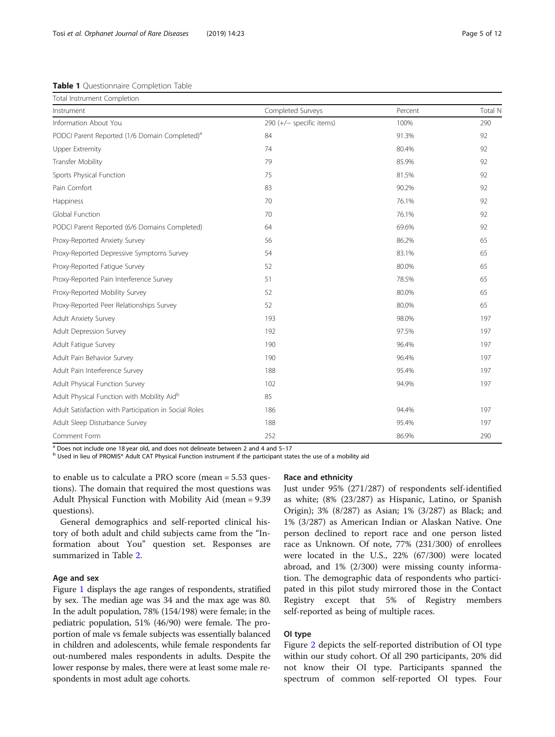**Table 1** Questionnaire Completion Table

| Total Instrument Completion | | | |
|---|---|---|---|
| Instrument | Completed Surveys | Percent | Total N |
| Information About You | 290 (+/− specific items) | 100% | 290 |
| PODCI Parent Reported (1/6 Domain Completed)[a] | 84 | 91.3% | 92 |
| Upper Extremity | 74 | 80.4% | 92 |
| Transfer Mobility | 79 | 85.9% | 92 |
| Sports Physical Function | 75 | 81.5% | 92 |
| Pain Comfort | 83 | 90.2% | 92 |
| Happiness | 70 | 76.1% | 92 |
| Global Function | 70 | 76.1% | 92 |
| PODCI Parent Reported (6/6 Domains Completed) | 64 | 69.6% | 92 |
| Proxy-Reported Anxiety Survey | 56 | 86.2% | 65 |
| Proxy-Reported Depressive Symptoms Survey | 54 | 83.1% | 65 |
| Proxy-Reported Fatigue Survey | 52 | 80.0% | 65 |
| Proxy-Reported Pain Interference Survey | 51 | 78.5% | 65 |
| Proxy-Reported Mobility Survey | 52 | 80.0% | 65 |
| Proxy-Reported Peer Relationships Survey | 52 | 80.0% | 65 |
| Adult Anxiety Survey | 193 | 98.0% | 197 |
| Adult Depression Survey | 192 | 97.5% | 197 |
| Adult Fatigue Survey | 190 | 96.4% | 197 |
| Adult Pain Behavior Survey | 190 | 96.4% | 197 |
| Adult Pain Interference Survey | 188 | 95.4% | 197 |
| Adult Physical Function Survey | 102 | 94.9% | 197 |
| Adult Physical Function with Mobility Aid[b] | 85 | | |
| Adult Satisfaction with Participation in Social Roles | 186 | 94.4% | 197 |
| Adult Sleep Disturbance Survey | 188 | 95.4% | 197 |
| Comment Form | 252 | 86.9% | 290 |

[a] Does not include one 18 year old, and does not delineate between 2 and 4 and 5–17
[b] Used in lieu of PROMIS® Adult CAT Physical Function instrument if the participant states the use of a mobility aid

to enable us to calculate a PRO score (mean = 5.53 questions). The domain that required the most questions was Adult Physical Function with Mobility Aid (mean = 9.39 questions).

General demographics and self-reported clinical history of both adult and child subjects came from the "Information about You" question set. Responses are summarized in Table 2.

### Age and sex

Figure 1 displays the age ranges of respondents, stratified by sex. The median age was 34 and the max age was 80. In the adult population, 78% (154/198) were female; in the pediatric population, 51% (46/90) were female. The proportion of male vs female subjects was essentially balanced in children and adolescents, while female respondents far out-numbered males respondents in adults. Despite the lower response by males, there were at least some male respondents in most adult age cohorts.

### Race and ethnicity

Just under 95% (271/287) of respondents self-identified as white; (8% (23/287) as Hispanic, Latino, or Spanish Origin); 3% (8/287) as Asian; 1% (3/287) as Black; and 1% (3/287) as American Indian or Alaskan Native. One person declined to report race and one person listed race as Unknown. Of note, 77% (231/300) of enrollees were located in the U.S., 22% (67/300) were located abroad, and 1% (2/300) were missing county information. The demographic data of respondents who participated in this pilot study mirrored those in the Contact Registry except that 5% of Registry members self-reported as being of multiple races.

### OI type

Figure 2 depicts the self-reported distribution of OI type within our study cohort. Of all 290 participants, 20% did not know their OI type. Participants spanned the spectrum of common self-reported OI types. Four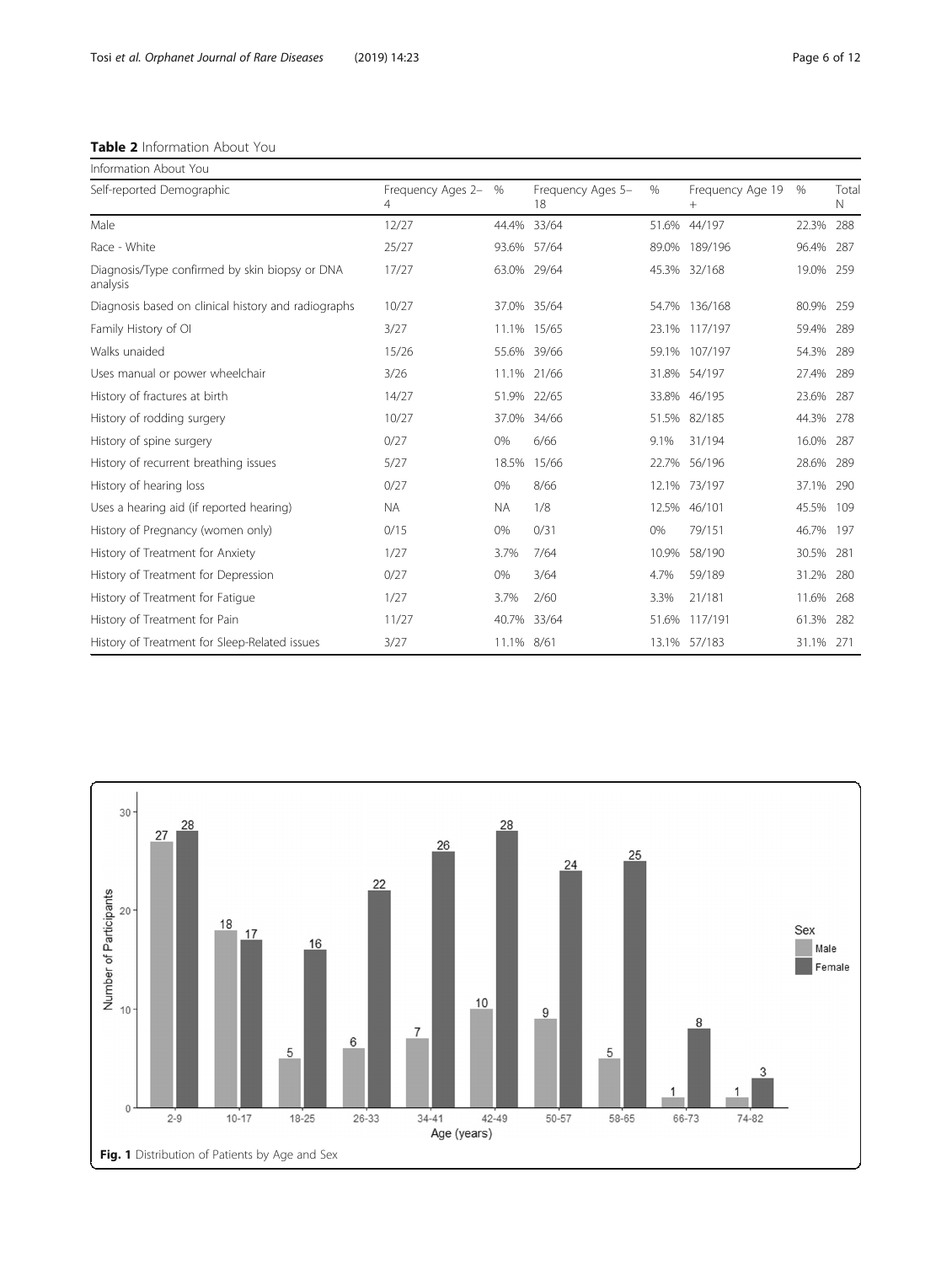**Table 2** Information About You

| Information About You | | | | | | | |
|---|---|---|---|---|---|---|---|
| Self-reported Demographic | Frequency Ages 2–4 | % | Frequency Ages 5–18 | % | Frequency Age 19 + | % | Total N |
| Male | 12/27 | 44.4% | 33/64 | 51.6% | 44/197 | 22.3% | 288 |
| Race - White | 25/27 | 93.6% | 57/64 | 89.0% | 189/196 | 96.4% | 287 |
| Diagnosis/Type confirmed by skin biopsy or DNA analysis | 17/27 | 63.0% | 29/64 | 45.3% | 32/168 | 19.0% | 259 |
| Diagnosis based on clinical history and radiographs | 10/27 | 37.0% | 35/64 | 54.7% | 136/168 | 80.9% | 259 |
| Family History of OI | 3/27 | 11.1% | 15/65 | 23.1% | 117/197 | 59.4% | 289 |
| Walks unaided | 15/26 | 55.6% | 39/66 | 59.1% | 107/197 | 54.3% | 289 |
| Uses manual or power wheelchair | 3/26 | 11.1% | 21/66 | 31.8% | 54/197 | 27.4% | 289 |
| History of fractures at birth | 14/27 | 51.9% | 22/65 | 33.8% | 46/195 | 23.6% | 287 |
| History of rodding surgery | 10/27 | 37.0% | 34/66 | 51.5% | 82/185 | 44.3% | 278 |
| History of spine surgery | 0/27 | 0% | 6/66 | 9.1% | 31/194 | 16.0% | 287 |
| History of recurrent breathing issues | 5/27 | 18.5% | 15/66 | 22.7% | 56/196 | 28.6% | 289 |
| History of hearing loss | 0/27 | 0% | 8/66 | 12.1% | 73/197 | 37.1% | 290 |
| Uses a hearing aid (if reported hearing) | NA | NA | 1/8 | 12.5% | 46/101 | 45.5% | 109 |
| History of Pregnancy (women only) | 0/15 | 0% | 0/31 | 0% | 79/151 | 46.7% | 197 |
| History of Treatment for Anxiety | 1/27 | 3.7% | 7/64 | 10.9% | 58/190 | 30.5% | 281 |
| History of Treatment for Depression | 0/27 | 0% | 3/64 | 4.7% | 59/189 | 31.2% | 280 |
| History of Treatment for Fatigue | 1/27 | 3.7% | 2/60 | 3.3% | 21/181 | 11.6% | 268 |
| History of Treatment for Pain | 11/27 | 40.7% | 33/64 | 51.6% | 117/191 | 61.3% | 282 |
| History of Treatment for Sleep-Related issues | 3/27 | 11.1% | 8/61 | 13.1% | 57/183 | 31.1% | 271 |

**Fig. 1** Distribution of Patients by Age and Sex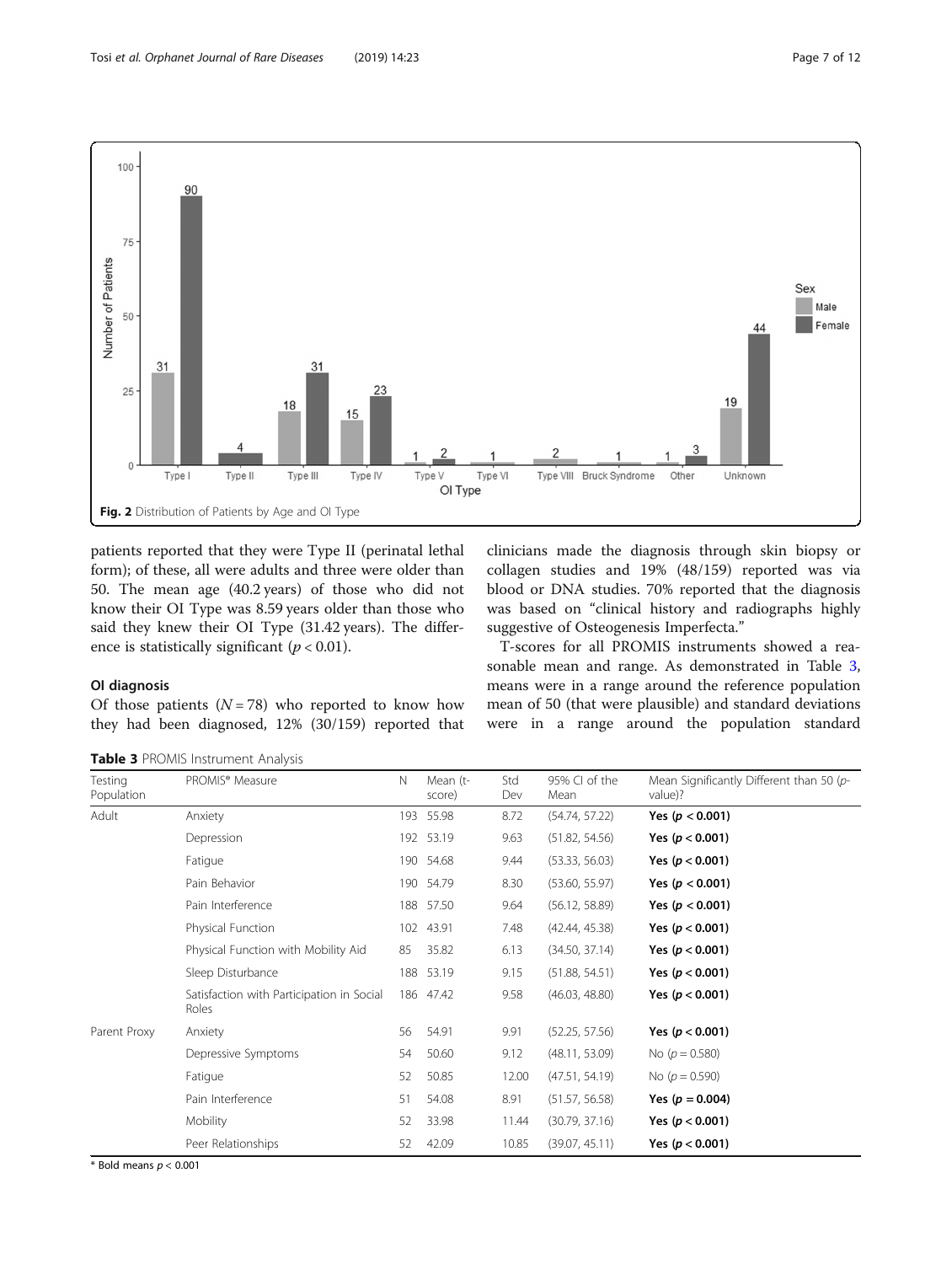Fig. 2 Distribution of Patients by Age and OI Type

patients reported that they were Type II (perinatal lethal form); of these, all were adults and three were older than 50. The mean age (40.2 years) of those who did not know their OI Type was 8.59 years older than those who said they knew their OI Type (31.42 years). The difference is statistically significant ($p < 0.01$).

## OI diagnosis

Of those patients ($N = 78$) who reported to know how they had been diagnosed, 12% (30/159) reported that clinicians made the diagnosis through skin biopsy or collagen studies and 19% (48/159) reported was via blood or DNA studies. 70% reported that the diagnosis was based on "clinical history and radiographs highly suggestive of Osteogenesis Imperfecta."

T-scores for all PROMIS instruments showed a reasonable mean and range. As demonstrated in Table 3, means were in a range around the reference population mean of 50 (that were plausible) and standard deviations were in a range around the population standard

**Table 3** PROMIS Instrument Analysis

| Testing Population | PROMIS® Measure | N | Mean (t-score) | Std Dev | 95% CI of the Mean | Mean Significantly Different than 50 (p-value)? |
|---|---|---|---|---|---|---|
| Adult | Anxiety | 193 | 55.98 | 8.72 | (54.74, 57.22) | **Yes ($p < 0.001$)** |
| | Depression | 192 | 53.19 | 9.63 | (51.82, 54.56) | **Yes ($p < 0.001$)** |
| | Fatigue | 190 | 54.68 | 9.44 | (53.33, 56.03) | **Yes ($p < 0.001$)** |
| | Pain Behavior | 190 | 54.79 | 8.30 | (53.60, 55.97) | **Yes ($p < 0.001$)** |
| | Pain Interference | 188 | 57.50 | 9.64 | (56.12, 58.89) | **Yes ($p < 0.001$)** |
| | Physical Function | 102 | 43.91 | 7.48 | (42.44, 45.38) | **Yes ($p < 0.001$)** |
| | Physical Function with Mobility Aid | 85 | 35.82 | 6.13 | (34.50, 37.14) | **Yes ($p < 0.001$)** |
| | Sleep Disturbance | 188 | 53.19 | 9.15 | (51.88, 54.51) | **Yes ($p < 0.001$)** |
| | Satisfaction with Participation in Social Roles | 186 | 47.42 | 9.58 | (46.03, 48.80) | **Yes ($p < 0.001$)** |
| Parent Proxy | Anxiety | 56 | 54.91 | 9.91 | (52.25, 57.56) | **Yes ($p < 0.001$)** |
| | Depressive Symptoms | 54 | 50.60 | 9.12 | (48.11, 53.09) | No ($p = 0.580$) |
| | Fatigue | 52 | 50.85 | 12.00 | (47.51, 54.19) | No ($p = 0.590$) |
| | Pain Interference | 51 | 54.08 | 8.91 | (51.57, 56.58) | **Yes ($p = 0.004$)** |
| | Mobility | 52 | 33.98 | 11.44 | (30.79, 37.16) | **Yes ($p < 0.001$)** |
| | Peer Relationships | 52 | 42.09 | 10.85 | (39.07, 45.11) | **Yes ($p < 0.001$)** |

* Bold means $p < 0.001$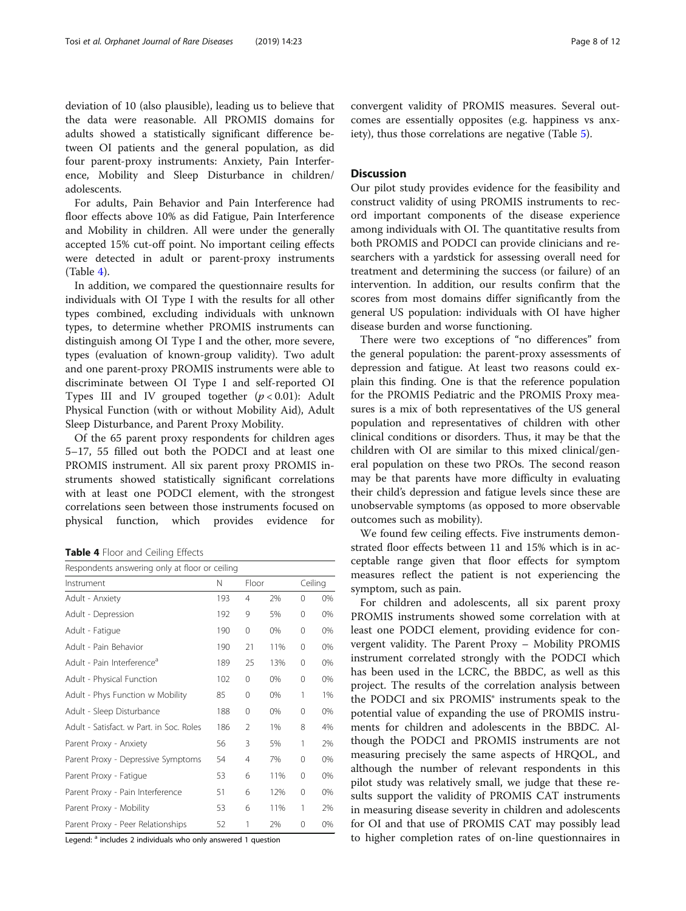deviation of 10 (also plausible), leading us to believe that the data were reasonable. All PROMIS domains for adults showed a statistically significant difference between OI patients and the general population, as did four parent-proxy instruments: Anxiety, Pain Interference, Mobility and Sleep Disturbance in children/adolescents.

For adults, Pain Behavior and Pain Interference had floor effects above 10% as did Fatigue, Pain Interference and Mobility in children. All were under the generally accepted 15% cut-off point. No important ceiling effects were detected in adult or parent-proxy instruments (Table 4).

In addition, we compared the questionnaire results for individuals with OI Type I with the results for all other types combined, excluding individuals with unknown types, to determine whether PROMIS instruments can distinguish among OI Type I and the other, more severe, types (evaluation of known-group validity). Two adult and one parent-proxy PROMIS instruments were able to discriminate between OI Type I and self-reported OI Types III and IV grouped together ($p < 0.01$): Adult Physical Function (with or without Mobility Aid), Adult Sleep Disturbance, and Parent Proxy Mobility.

Of the 65 parent proxy respondents for children ages 5–17, 55 filled out both the PODCI and at least one PROMIS instrument. All six parent proxy PROMIS instruments showed statistically significant correlations with at least one PODCI element, with the strongest correlations seen between those instruments focused on physical function, which provides evidence for convergent validity of PROMIS measures. Several outcomes are essentially opposites (e.g. happiness vs anxiety), thus those correlations are negative (Table 5).

**Table 4** Floor and Ceiling Effects

| Respondents answering only at floor or ceiling | | | | | |
|---|---|---|---|---|---|
| Instrument | N | Floor | | Ceiling | |
| Adult - Anxiety | 193 | 4 | 2% | 0 | 0% |
| Adult - Depression | 192 | 9 | 5% | 0 | 0% |
| Adult - Fatigue | 190 | 0 | 0% | 0 | 0% |
| Adult - Pain Behavior | 190 | 21 | 11% | 0 | 0% |
| Adult - Pain Interference[a] | 189 | 25 | 13% | 0 | 0% |
| Adult - Physical Function | 102 | 0 | 0% | 0 | 0% |
| Adult - Phys Function w Mobility | 85 | 0 | 0% | 1 | 1% |
| Adult - Sleep Disturbance | 188 | 0 | 0% | 0 | 0% |
| Adult - Satisfact. w Part. in Soc. Roles | 186 | 2 | 1% | 8 | 4% |
| Parent Proxy - Anxiety | 56 | 3 | 5% | 1 | 2% |
| Parent Proxy - Depressive Symptoms | 54 | 4 | 7% | 0 | 0% |
| Parent Proxy - Fatigue | 53 | 6 | 11% | 0 | 0% |
| Parent Proxy - Pain Interference | 51 | 6 | 12% | 0 | 0% |
| Parent Proxy - Mobility | 53 | 6 | 11% | 1 | 2% |
| Parent Proxy - Peer Relationships | 52 | 1 | 2% | 0 | 0% |

Legend: [a] includes 2 individuals who only answered 1 question

## Discussion

Our pilot study provides evidence for the feasibility and construct validity of using PROMIS instruments to record important components of the disease experience among individuals with OI. The quantitative results from both PROMIS and PODCI can provide clinicians and researchers with a yardstick for assessing overall need for treatment and determining the success (or failure) of an intervention. In addition, our results confirm that the scores from most domains differ significantly from the general US population: individuals with OI have higher disease burden and worse functioning.

There were two exceptions of "no differences" from the general population: the parent-proxy assessments of depression and fatigue. At least two reasons could explain this finding. One is that the reference population for the PROMIS Pediatric and the PROMIS Proxy measures is a mix of both representatives of the US general population and representatives of children with other clinical conditions or disorders. Thus, it may be that the children with OI are similar to this mixed clinical/general population on these two PROs. The second reason may be that parents have more difficulty in evaluating their child's depression and fatigue levels since these are unobservable symptoms (as opposed to more observable outcomes such as mobility).

We found few ceiling effects. Five instruments demonstrated floor effects between 11 and 15% which is in acceptable range given that floor effects for symptom measures reflect the patient is not experiencing the symptom, such as pain.

For children and adolescents, all six parent proxy PROMIS instruments showed some correlation with at least one PODCI element, providing evidence for convergent validity. The Parent Proxy – Mobility PROMIS instrument correlated strongly with the PODCI which has been used in the LCRC, the BBDC, as well as this project. The results of the correlation analysis between the PODCI and six PROMIS® instruments speak to the potential value of expanding the use of PROMIS instruments for children and adolescents in the BBDC. Although the PODCI and PROMIS instruments are not measuring precisely the same aspects of HRQOL, and although the number of relevant respondents in this pilot study was relatively small, we judge that these results support the validity of PROMIS CAT instruments in measuring disease severity in children and adolescents for OI and that use of PROMIS CAT may possibly lead to higher completion rates of on-line questionnaires in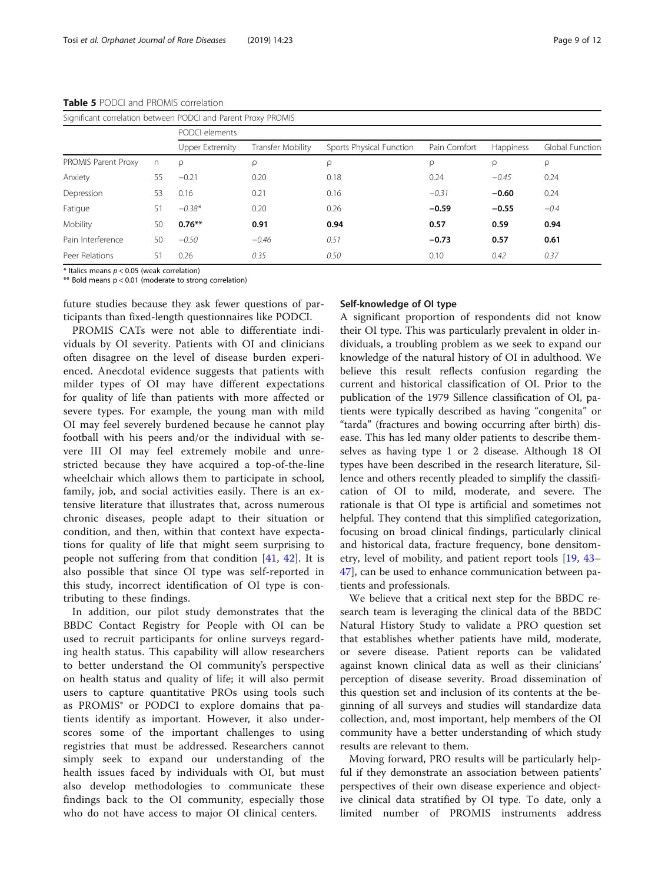**Table 5** PODCI and PROMIS correlation

| Significant correlation between PODCI and Parent Proxy PROMIS | | | | | | | |
|---|---|---|---|---|---|---|---|
| | | PODCI elements | | | | | |
| | | Upper Extremity | Transfer Mobility | Sports Physical Function | Pain Comfort | Happiness | Global Function |
| PROMIS Parent Proxy | n | ρ | ρ | ρ | ρ | ρ | ρ |
| Anxiety | 55 | −0.21 | 0.20 | 0.18 | 0.24 | *−0.45* | 0.24 |
| Depression | 53 | 0.16 | 0.21 | 0.16 | *−0.31* | **−0.60** | 0.24 |
| Fatigue | 51 | *−0.38\** | 0.20 | 0.26 | **−0.59** | **−0.55** | *−0.4* |
| Mobility | 50 | **0.76\*\*** | **0.91** | **0.94** | **0.57** | **0.59** | **0.94** |
| Pain Interference | 50 | *−0.50* | *−0.46* | *0.51* | **−0.73** | **0.57** | **0.61** |
| Peer Relations | 51 | 0.26 | *0.35* | *0.50* | 0.10 | *0.42* | *0.37* |

\* Italics means $p < 0.05$ (weak correlation)
\*\* Bold means $p < 0.01$ (moderate to strong correlation)

future studies because they ask fewer questions of participants than fixed-length questionnaires like PODCI.

PROMIS CATs were not able to differentiate individuals by OI severity. Patients with OI and clinicians often disagree on the level of disease burden experienced. Anecdotal evidence suggests that patients with milder types of OI may have different expectations for quality of life than patients with more affected or severe types. For example, the young man with mild OI may feel severely burdened because he cannot play football with his peers and/or the individual with severe III OI may feel extremely mobile and unrestricted because they have acquired a top-of-the-line wheelchair which allows them to participate in school, family, job, and social activities easily. There is an extensive literature that illustrates that, across numerous chronic diseases, people adapt to their situation or condition, and then, within that context have expectations for quality of life that might seem surprising to people not suffering from that condition [41, 42]. It is also possible that since OI type was self-reported in this study, incorrect identification of OI type is contributing to these findings.

In addition, our pilot study demonstrates that the BBDC Contact Registry for People with OI can be used to recruit participants for online surveys regarding health status. This capability will allow researchers to better understand the OI community's perspective on health status and quality of life; it will also permit users to capture quantitative PROs using tools such as PROMIS® or PODCI to explore domains that patients identify as important. However, it also underscores some of the important challenges to using registries that must be addressed. Researchers cannot simply seek to expand our understanding of the health issues faced by individuals with OI, but must also develop methodologies to communicate these findings back to the OI community, especially those who do not have access to major OI clinical centers.

### Self-knowledge of OI type

A significant proportion of respondents did not know their OI type. This was particularly prevalent in older individuals, a troubling problem as we seek to expand our knowledge of the natural history of OI in adulthood. We believe this result reflects confusion regarding the current and historical classification of OI. Prior to the publication of the 1979 Sillence classification of OI, patients were typically described as having "congenita" or "tarda" (fractures and bowing occurring after birth) disease. This has led many older patients to describe themselves as having type 1 or 2 disease. Although 18 OI types have been described in the research literature, Sillence and others recently pleaded to simplify the classification of OI to mild, moderate, and severe. The rationale is that OI type is artificial and sometimes not helpful. They contend that this simplified categorization, focusing on broad clinical findings, particularly clinical and historical data, fracture frequency, bone densitometry, level of mobility, and patient report tools [19, 43–47], can be used to enhance communication between patients and professionals.

We believe that a critical next step for the BBDC research team is leveraging the clinical data of the BBDC Natural History Study to validate a PRO question set that establishes whether patients have mild, moderate, or severe disease. Patient reports can be validated against known clinical data as well as their clinicians' perception of disease severity. Broad dissemination of this question set and inclusion of its contents at the beginning of all surveys and studies will standardize data collection, and, most important, help members of the OI community have a better understanding of which study results are relevant to them.

Moving forward, PRO results will be particularly helpful if they demonstrate an association between patients' perspectives of their own disease experience and objective clinical data stratified by OI type. To date, only a limited number of PROMIS instruments address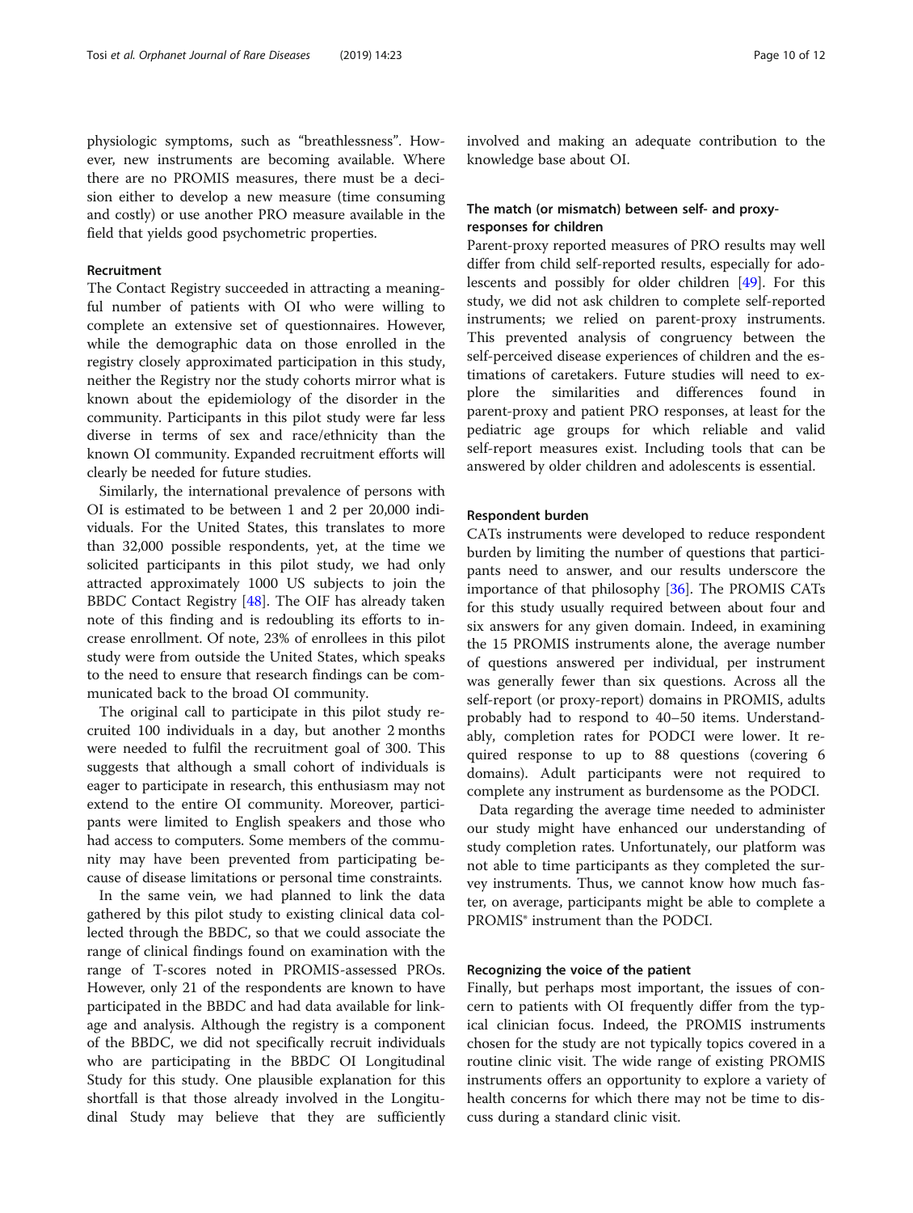physiologic symptoms, such as "breathlessness". However, new instruments are becoming available. Where there are no PROMIS measures, there must be a decision either to develop a new measure (time consuming and costly) or use another PRO measure available in the field that yields good psychometric properties.

### Recruitment

The Contact Registry succeeded in attracting a meaningful number of patients with OI who were willing to complete an extensive set of questionnaires. However, while the demographic data on those enrolled in the registry closely approximated participation in this study, neither the Registry nor the study cohorts mirror what is known about the epidemiology of the disorder in the community. Participants in this pilot study were far less diverse in terms of sex and race/ethnicity than the known OI community. Expanded recruitment efforts will clearly be needed for future studies.

Similarly, the international prevalence of persons with OI is estimated to be between 1 and 2 per 20,000 individuals. For the United States, this translates to more than 32,000 possible respondents, yet, at the time we solicited participants in this pilot study, we had only attracted approximately 1000 US subjects to join the BBDC Contact Registry [48]. The OIF has already taken note of this finding and is redoubling its efforts to increase enrollment. Of note, 23% of enrollees in this pilot study were from outside the United States, which speaks to the need to ensure that research findings can be communicated back to the broad OI community.

The original call to participate in this pilot study recruited 100 individuals in a day, but another 2 months were needed to fulfil the recruitment goal of 300. This suggests that although a small cohort of individuals is eager to participate in research, this enthusiasm may not extend to the entire OI community. Moreover, participants were limited to English speakers and those who had access to computers. Some members of the community may have been prevented from participating because of disease limitations or personal time constraints.

In the same vein, we had planned to link the data gathered by this pilot study to existing clinical data collected through the BBDC, so that we could associate the range of clinical findings found on examination with the range of T-scores noted in PROMIS-assessed PROs. However, only 21 of the respondents are known to have participated in the BBDC and had data available for linkage and analysis. Although the registry is a component of the BBDC, we did not specifically recruit individuals who are participating in the BBDC OI Longitudinal Study for this study. One plausible explanation for this shortfall is that those already involved in the Longitudinal Study may believe that they are sufficiently involved and making an adequate contribution to the knowledge base about OI.

### The match (or mismatch) between self- and proxy-responses for children

Parent-proxy reported measures of PRO results may well differ from child self-reported results, especially for adolescents and possibly for older children [49]. For this study, we did not ask children to complete self-reported instruments; we relied on parent-proxy instruments. This prevented analysis of congruency between the self-perceived disease experiences of children and the estimations of caretakers. Future studies will need to explore the similarities and differences found in parent-proxy and patient PRO responses, at least for the pediatric age groups for which reliable and valid self-report measures exist. Including tools that can be answered by older children and adolescents is essential.

### Respondent burden

CATs instruments were developed to reduce respondent burden by limiting the number of questions that participants need to answer, and our results underscore the importance of that philosophy [36]. The PROMIS CATs for this study usually required between about four and six answers for any given domain. Indeed, in examining the 15 PROMIS instruments alone, the average number of questions answered per individual, per instrument was generally fewer than six questions. Across all the self-report (or proxy-report) domains in PROMIS, adults probably had to respond to 40–50 items. Understandably, completion rates for PODCI were lower. It required response to up to 88 questions (covering 6 domains). Adult participants were not required to complete any instrument as burdensome as the PODCI.

Data regarding the average time needed to administer our study might have enhanced our understanding of study completion rates. Unfortunately, our platform was not able to time participants as they completed the survey instruments. Thus, we cannot know how much faster, on average, participants might be able to complete a PROMIS® instrument than the PODCI.

### Recognizing the voice of the patient

Finally, but perhaps most important, the issues of concern to patients with OI frequently differ from the typical clinician focus. Indeed, the PROMIS instruments chosen for the study are not typically topics covered in a routine clinic visit. The wide range of existing PROMIS instruments offers an opportunity to explore a variety of health concerns for which there may not be time to discuss during a standard clinic visit.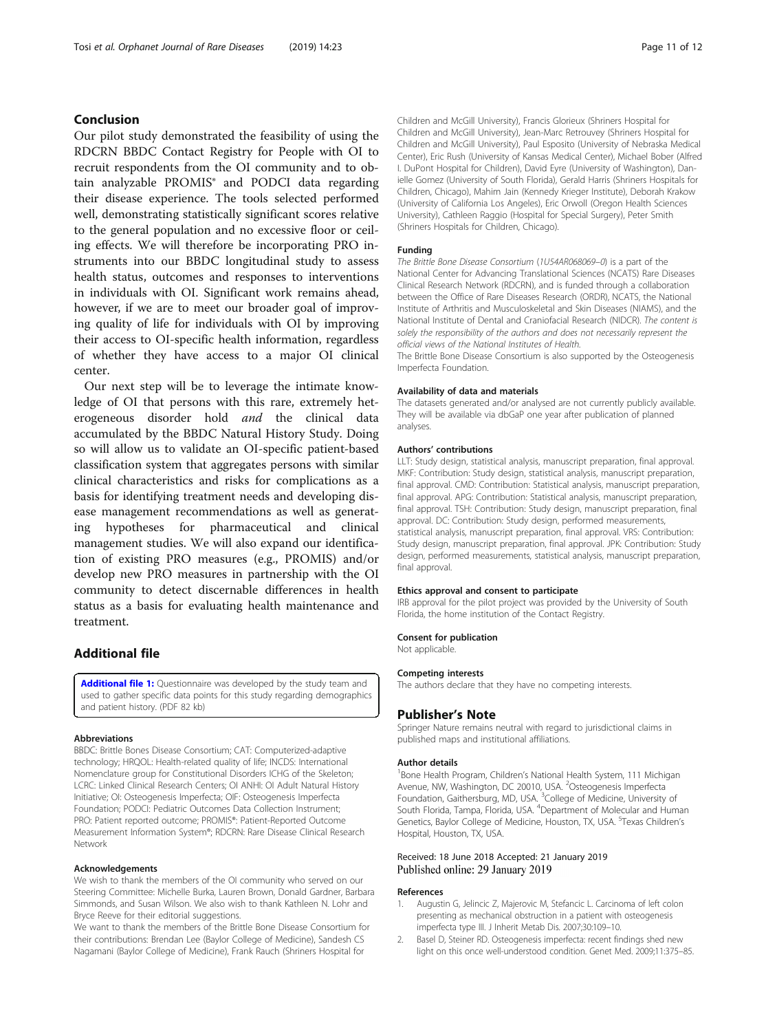## Conclusion

Our pilot study demonstrated the feasibility of using the RDCRN BBDC Contact Registry for People with OI to recruit respondents from the OI community and to obtain analyzable PROMIS® and PODCI data regarding their disease experience. The tools selected performed well, demonstrating statistically significant scores relative to the general population and no excessive floor or ceiling effects. We will therefore be incorporating PRO instruments into our BBDC longitudinal study to assess health status, outcomes and responses to interventions in individuals with OI. Significant work remains ahead, however, if we are to meet our broader goal of improving quality of life for individuals with OI by improving their access to OI-specific health information, regardless of whether they have access to a major OI clinical center.

Our next step will be to leverage the intimate knowledge of OI that persons with this rare, extremely heterogeneous disorder hold *and* the clinical data accumulated by the BBDC Natural History Study. Doing so will allow us to validate an OI-specific patient-based classification system that aggregates persons with similar clinical characteristics and risks for complications as a basis for identifying treatment needs and developing disease management recommendations as well as generating hypotheses for pharmaceutical and clinical management studies. We will also expand our identification of existing PRO measures (e.g., PROMIS) and/or develop new PRO measures in partnership with the OI community to detect discernable differences in health status as a basis for evaluating health maintenance and treatment.

## Additional file

**Additional file 1:** Questionnaire was developed by the study team and used to gather specific data points for this study regarding demographics and patient history. (PDF 82 kb)

#### Abbreviations

BBDC: Brittle Bones Disease Consortium; CAT: Computerized-adaptive technology; HRQOL: Health-related quality of life; INCDS: International Nomenclature group for Constitutional Disorders ICHG of the Skeleton; LCRC: Linked Clinical Research Centers; OI ANHI: OI Adult Natural History Initiative; OI: Osteogenesis Imperfecta; OIF: Osteogenesis Imperfecta Foundation; PODCI: Pediatric Outcomes Data Collection Instrument; PRO: Patient reported outcome; PROMIS®: Patient-Reported Outcome Measurement Information System®; RDCRN: Rare Disease Clinical Research Network

#### Acknowledgements

We wish to thank the members of the OI community who served on our Steering Committee: Michelle Burka, Lauren Brown, Donald Gardner, Barbara Simmonds, and Susan Wilson. We also wish to thank Kathleen N. Lohr and Bryce Reeve for their editorial suggestions.

We want to thank the members of the Brittle Bone Disease Consortium for their contributions: Brendan Lee (Baylor College of Medicine), Sandesh CS Nagamani (Baylor College of Medicine), Frank Rauch (Shriners Hospital for Children and McGill University), Francis Glorieux (Shriners Hospital for Children and McGill University), Jean-Marc Retrouvey (Shriners Hospital for Children and McGill University), Paul Esposito (University of Nebraska Medical Center), Eric Rush (University of Kansas Medical Center), Michael Bober (Alfred I. DuPont Hospital for Children), David Eyre (University of Washington), Danielle Gomez (University of South Florida), Gerald Harris (Shriners Hospitals for Children, Chicago), Mahim Jain (Kennedy Krieger Institute), Deborah Krakow (University of California Los Angeles), Eric Orwoll (Oregon Health Sciences University), Cathleen Raggio (Hospital for Special Surgery), Peter Smith (Shriners Hospitals for Children, Chicago).

#### Funding

*The Brittle Bone Disease Consortium* (*1U54AR068069–0*) is a part of the National Center for Advancing Translational Sciences (NCATS) Rare Diseases Clinical Research Network (RDCRN), and is funded through a collaboration between the Office of Rare Diseases Research (ORDR), NCATS, the National Institute of Arthritis and Musculoskeletal and Skin Diseases (NIAMS), and the National Institute of Dental and Craniofacial Research (NIDCR). *The content is solely the responsibility of the authors and does not necessarily represent the official views of the National Institutes of Health.*

The Brittle Bone Disease Consortium is also supported by the Osteogenesis Imperfecta Foundation.

#### Availability of data and materials

The datasets generated and/or analysed are not currently publicly available. They will be available via dbGaP one year after publication of planned analyses.

#### Authors' contributions

LLT: Study design, statistical analysis, manuscript preparation, final approval. MKF: Contribution: Study design, statistical analysis, manuscript preparation, final approval. CMD: Contribution: Statistical analysis, manuscript preparation, final approval. APG: Contribution: Statistical analysis, manuscript preparation, final approval. TSH: Contribution: Study design, manuscript preparation, final approval. DC: Contribution: Study design, performed measurements, statistical analysis, manuscript preparation, final approval. VRS: Contribution: Study design, manuscript preparation, final approval. JPK: Contribution: Study design, performed measurements, statistical analysis, manuscript preparation, final approval.

#### Ethics approval and consent to participate

IRB approval for the pilot project was provided by the University of South Florida, the home institution of the Contact Registry.

#### Consent for publication

Not applicable.

#### Competing interests

The authors declare that they have no competing interests.

## Publisher's Note

Springer Nature remains neutral with regard to jurisdictional claims in published maps and institutional affiliations.

#### Author details

[1]Bone Health Program, Children's National Health System, 111 Michigan Avenue, NW, Washington, DC 20010, USA. [2]Osteogenesis Imperfecta Foundation, Gaithersburg, MD, USA. [3]College of Medicine, University of South Florida, Tampa, Florida, USA. [4]Department of Molecular and Human Genetics, Baylor College of Medicine, Houston, TX, USA. [5]Texas Children's Hospital, Houston, TX, USA.

Received: 18 June 2018 Accepted: 21 January 2019
Published online: 29 January 2019

#### References

1. Augustin G, Jelincic Z, Majerovic M, Stefancic L. Carcinoma of left colon presenting as mechanical obstruction in a patient with osteogenesis imperfecta type III. J Inherit Metab Dis. 2007;30:109–10.
2. Basel D, Steiner RD. Osteogenesis imperfecta: recent findings shed new light on this once well-understood condition. Genet Med. 2009;11:375–85.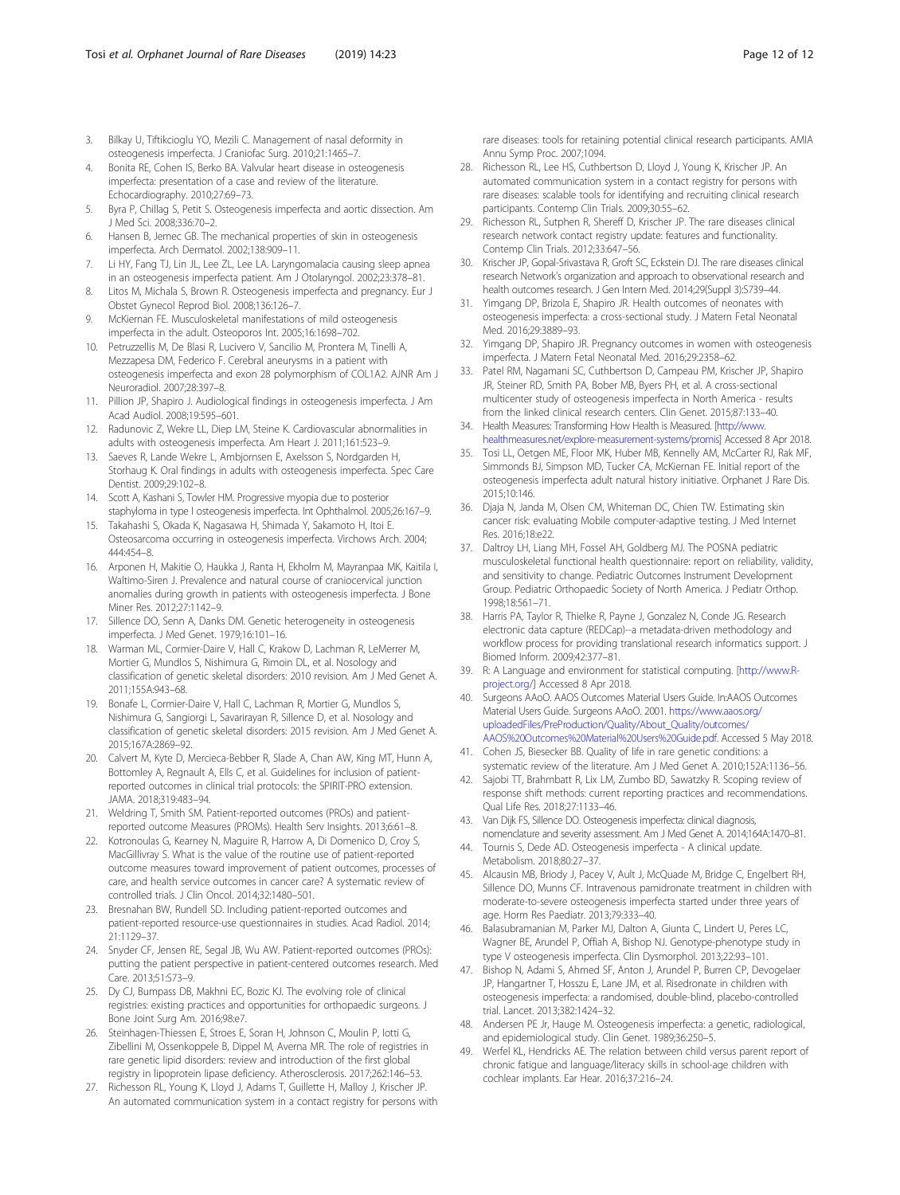3. Bilkay U, Tiftikcioglu YO, Mezili C. Management of nasal deformity in osteogenesis imperfecta. J Craniofac Surg. 2010;21:1465–7.
4. Bonita RE, Cohen IS, Berko BA. Valvular heart disease in osteogenesis imperfecta: presentation of a case and review of the literature. Echocardiography. 2010;27:69–73.
5. Byra P, Chillag S, Petit S. Osteogenesis imperfecta and aortic dissection. Am J Med Sci. 2008;336:70–2.
6. Hansen B, Jemec GB. The mechanical properties of skin in osteogenesis imperfecta. Arch Dermatol. 2002;138:909–11.
7. Li HY, Fang TJ, Lin JL, Lee ZL, Lee LA. Laryngomalacia causing sleep apnea in an osteogenesis imperfecta patient. Am J Otolaryngol. 2002;23:378–81.
8. Litos M, Michala S, Brown R. Osteogenesis imperfecta and pregnancy. Eur J Obstet Gynecol Reprod Biol. 2008;136:126–7.
9. McKiernan FE. Musculoskeletal manifestations of mild osteogenesis imperfecta in the adult. Osteoporos Int. 2005;16:1698–702.
10. Petruzzellis M, De Blasi R, Lucivero V, Sancilio M, Prontera M, Tinelli A, Mezzapesa DM, Federico F. Cerebral aneurysms in a patient with osteogenesis imperfecta and exon 28 polymorphism of COL1A2. AJNR Am J Neuroradiol. 2007;28:397–8.
11. Pillion JP, Shapiro J. Audiological findings in osteogenesis imperfecta. J Am Acad Audiol. 2008;19:595–601.
12. Radunovic Z, Wekre LL, Diep LM, Steine K. Cardiovascular abnormalities in adults with osteogenesis imperfecta. Am Heart J. 2011;161:523–9.
13. Saeves R, Lande Wekre L, Ambjornsen E, Axelsson S, Nordgarden H, Storhaug K. Oral findings in adults with osteogenesis imperfecta. Spec Care Dentist. 2009;29:102–8.
14. Scott A, Kashani S, Towler HM. Progressive myopia due to posterior staphyloma in type I osteogenesis imperfecta. Int Ophthalmol. 2005;26:167–9.
15. Takahashi S, Okada K, Nagasawa H, Shimada Y, Sakamoto H, Itoi E. Osteosarcoma occurring in osteogenesis imperfecta. Virchows Arch. 2004;444:454–8.
16. Arponen H, Makitie O, Haukka J, Ranta H, Ekholm M, Mayranpaa MK, Kaitila I, Waltimo-Siren J. Prevalence and natural course of craniocervical junction anomalies during growth in patients with osteogenesis imperfecta. J Bone Miner Res. 2012;27:1142–9.
17. Sillence DO, Senn A, Danks DM. Genetic heterogeneity in osteogenesis imperfecta. J Med Genet. 1979;16:101–16.
18. Warman ML, Cormier-Daire V, Hall C, Krakow D, Lachman R, LeMerrer M, Mortier G, Mundlos S, Nishimura G, Rimoin DL, et al. Nosology and classification of genetic skeletal disorders: 2010 revision. Am J Med Genet A. 2011;155A:943–68.
19. Bonafe L, Cormier-Daire V, Hall C, Lachman R, Mortier G, Mundlos S, Nishimura G, Sangiorgi L, Savarirayan R, Sillence D, et al. Nosology and classification of genetic skeletal disorders: 2015 revision. Am J Med Genet A. 2015;167A:2869–92.
20. Calvert M, Kyte D, Mercieca-Bebber R, Slade A, Chan AW, King MT, Hunn A, Bottomley A, Regnault A, Ells C, et al. Guidelines for inclusion of patient-reported outcomes in clinical trial protocols: the SPIRIT-PRO extension. JAMA. 2018;319:483–94.
21. Weldring T, Smith SM. Patient-reported outcomes (PROs) and patient-reported outcome Measures (PROMs). Health Serv Insights. 2013;6:61–8.
22. Kotronoulas G, Kearney N, Maguire R, Harrow A, Di Domenico D, Croy S, MacGillivray S. What is the value of the routine use of patient-reported outcome measures toward improvement of patient outcomes, processes of care, and health service outcomes in cancer care? A systematic review of controlled trials. J Clin Oncol. 2014;32:1480–501.
23. Bresnahan BW, Rundell SD. Including patient-reported outcomes and patient-reported resource-use questionnaires in studies. Acad Radiol. 2014;21:1129–37.
24. Snyder CF, Jensen RE, Segal JB, Wu AW. Patient-reported outcomes (PROs): putting the patient perspective in patient-centered outcomes research. Med Care. 2013;51:S73–9.
25. Dy CJ, Bumpass DB, Makhni EC, Bozic KJ. The evolving role of clinical registries: existing practices and opportunities for orthopaedic surgeons. J Bone Joint Surg Am. 2016;98:e7.
26. Steinhagen-Thiessen E, Stroes E, Soran H, Johnson C, Moulin P, Iotti G, Zibellini M, Ossenkoppele B, Dippel M, Averna MR. The role of registries in rare genetic lipid disorders: review and introduction of the first global registry in lipoprotein lipase deficiency. Atherosclerosis. 2017;262:146–53.
27. Richesson RL, Young K, Lloyd J, Adams T, Guillette H, Malloy J, Krischer JP. An automated communication system in a contact registry for persons with rare diseases: tools for retaining potential clinical research participants. AMIA Annu Symp Proc. 2007;1094.
28. Richesson RL, Lee HS, Cuthbertson D, Lloyd J, Young K, Krischer JP. An automated communication system in a contact registry for persons with rare diseases: scalable tools for identifying and recruiting clinical research participants. Contemp Clin Trials. 2009;30:55–62.
29. Richesson RL, Sutphen R, Shereff D, Krischer JP. The rare diseases clinical research network contact registry update: features and functionality. Contemp Clin Trials. 2012;33:647–56.
30. Krischer JP, Gopal-Srivastava R, Groft SC, Eckstein DJ. The rare diseases clinical research Network's organization and approach to observational research and health outcomes research. J Gen Intern Med. 2014;29(Suppl 3):S739–44.
31. Yimgang DP, Brizola E, Shapiro JR. Health outcomes of neonates with osteogenesis imperfecta: a cross-sectional study. J Matern Fetal Neonatal Med. 2016;29:3889–93.
32. Yimgang DP, Shapiro JR. Pregnancy outcomes in women with osteogenesis imperfecta. J Matern Fetal Neonatal Med. 2016;29:2358–62.
33. Patel RM, Nagamani SC, Cuthbertson D, Campeau PM, Krischer JP, Shapiro JR, Steiner RD, Smith PA, Bober MB, Byers PH, et al. A cross-sectional multicenter study of osteogenesis imperfecta in North America - results from the linked clinical research centers. Clin Genet. 2015;87:133–40.
34. Health Measures: Transforming How Health is Measured. [http://www.healthmeasures.net/explore-measurement-systems/promis] Accessed 8 Apr 2018.
35. Tosi LL, Oetgen ME, Floor MK, Huber MB, Kennelly AM, McCarter RJ, Rak MF, Simmonds BJ, Simpson MD, Tucker CA, McKiernan FE. Initial report of the osteogenesis imperfecta adult natural history initiative. Orphanet J Rare Dis. 2015;10:146.
36. Djaja N, Janda M, Olsen CM, Whiteman DC, Chien TW. Estimating skin cancer risk: evaluating Mobile computer-adaptive testing. J Med Internet Res. 2016;18:e22.
37. Daltroy LH, Liang MH, Fossel AH, Goldberg MJ. The POSNA pediatric musculoskeletal functional health questionnaire: report on reliability, validity, and sensitivity to change. Pediatric Outcomes Instrument Development Group. Pediatric Orthopaedic Society of North America. J Pediatr Orthop. 1998;18:561–71.
38. Harris PA, Taylor R, Thielke R, Payne J, Gonzalez N, Conde JG. Research electronic data capture (REDCap)--a metadata-driven methodology and workflow process for providing translational research informatics support. J Biomed Inform. 2009;42:377–81.
39. R: A language and environment for statistical computing. [http://www.R-project.org/] Accessed 8 Apr 2018.
40. Surgeons AAoO. AAOS Outcomes Material Users Guide. In:AAOS Outcomes Material Users Guide. Surgeons AAoO. 2001. https://www.aaos.org/uploadedFiles/PreProduction/Quality/About_Quality/outcomes/AAOS%20Outcomes%20Material%20Users%20Guide.pdf. Accessed 5 May 2018.
41. Cohen JS, Biesecker BB. Quality of life in rare genetic conditions: a systematic review of the literature. Am J Med Genet A. 2010;152A:1136–56.
42. Sajobi TT, Brahmbatt R, Lix LM, Zumbo BD, Sawatzky R. Scoping review of response shift methods: current reporting practices and recommendations. Qual Life Res. 2018;27:1133–46.
43. Van Dijk FS, Sillence DO. Osteogenesis imperfecta: clinical diagnosis, nomenclature and severity assessment. Am J Med Genet A. 2014;164A:1470–81.
44. Tournis S, Dede AD. Osteogenesis imperfecta - A clinical update. Metabolism. 2018;80:27–37.
45. Alcausin MB, Briody J, Pacey V, Ault J, McQuade M, Bridge C, Engelbert RH, Sillence DO, Munns CF. Intravenous pamidronate treatment in children with moderate-to-severe osteogenesis imperfecta started under three years of age. Horm Res Paediatr. 2013;79:333–40.
46. Balasubramanian M, Parker MJ, Dalton A, Giunta C, Lindert U, Peres LC, Wagner BE, Arundel P, Offiah A, Bishop NJ. Genotype-phenotype study in type V osteogenesis imperfecta. Clin Dysmorphol. 2013;22:93–101.
47. Bishop N, Adami S, Ahmed SF, Anton J, Arundel P, Burren CP, Devogelaer JP, Hangartner T, Hosszu E, Lane JM, et al. Risedronate in children with osteogenesis imperfecta: a randomised, double-blind, placebo-controlled trial. Lancet. 2013;382:1424–32.
48. Andersen PE Jr, Hauge M. Osteogenesis imperfecta: a genetic, radiological, and epidemiological study. Clin Genet. 1989;36:250–5.
49. Werfel KL, Hendricks AE. The relation between child versus parent report of chronic fatigue and language/literacy skills in school-age children with cochlear implants. Ear Hear. 2016;37:216–24.